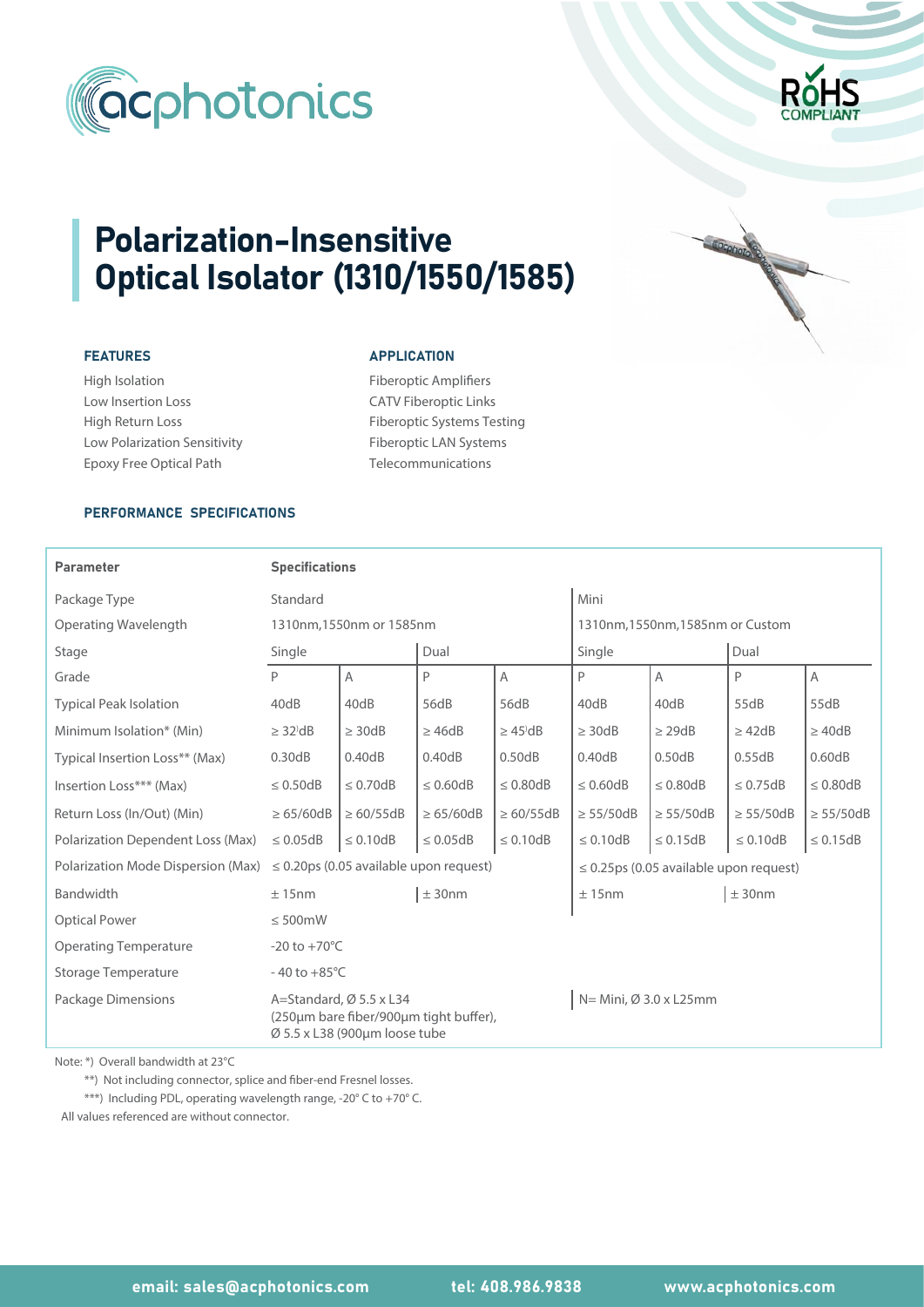# Polarization-Insensitive Optical Isolator (1310/1550/1585)

### FEATURES

- High Isolation
- Low Insertion Loss
- High Return Loss
- Low Polarization Sensitivity
- Epoxy Free Optical Path

### APPLICATION

- Fiberoptic Amplifiers
- CATV Fiberoptic Links
- Fiberoptic Systems Testing
- Fiberoptic LAN Systems
- Telecommunications

### PERFORMANCE SPECIFICATIONS

| Parameter | Specifications | | | | | | | |
|---|---|---|---|---|---|---|---|---|
| Package Type | Standard | | | | Mini | | | |
| Operating Wavelength | 1310nm,1550nm or 1585nm | | | | 1310nm,1550nm,1585nm or Custom | | | |
| Stage | Single | | Dual | | Single | | Dual | |
| Grade | P | A | P | A | P | A | P | A |
| Typical Peak Isolation | 40dB | 40dB | 56dB | 56dB | 40dB | 40dB | 55dB | 55dB |
| Minimum Isolation* (Min) | ≥ 32dB | ≥ 30dB | ≥ 46dB | ≥ 45dB | ≥ 30dB | ≥ 29dB | ≥ 42dB | ≥ 40dB |
| Typical Insertion Loss** (Max) | 0.30dB | 0.40dB | 0.40dB | 0.50dB | 0.40dB | 0.50dB | 0.55dB | 0.60dB |
| Insertion Loss*** (Max) | ≤ 0.50dB | ≤ 0.70dB | ≤ 0.60dB | ≤ 0.80dB | ≤ 0.60dB | ≤ 0.80dB | ≤ 0.75dB | ≤ 0.80dB |
| Return Loss (In/Out) (Min) | ≥ 65/60dB | ≥ 60/55dB | ≥ 65/60dB | ≥ 60/55dB | ≥ 55/50dB | ≥ 55/50dB | ≥ 55/50dB | ≥ 55/50dB |
| Polarization Dependent Loss (Max) | ≤ 0.05dB | ≤ 0.10dB | ≤ 0.05dB | ≤ 0.10dB | ≤ 0.10dB | ≤ 0.15dB | ≤ 0.10dB | ≤ 0.15dB |
| Polarization Mode Dispersion (Max) | ≤ 0.20ps (0.05 available upon request) | | | | ≤ 0.25ps (0.05 available upon request) | | | |
| Bandwidth | ± 15nm | | ± 30nm | | ± 15nm | | ± 30nm | |
| Optical Power | ≤ 500mW | | | | | | | |
| Operating Temperature | -20 to +70°C | | | | | | | |
| Storage Temperature | - 40 to +85°C | | | | | | | |
| Package Dimensions | A=Standard, Ø 5.5 x L34 (250µm bare fiber/900µm tight buffer), Ø 5.5 x L38 (900µm loose tube | | | | N= Mini, Ø 3.0 x L25mm | | | |

Note: *) Overall bandwidth at 23°C

**) Not including connector, splice and fiber-end Fresnel losses.

***) Including PDL, operating wavelength range, -20° C to +70° C.

All values referenced are without connector.

email: sales@acphotonics.com tel: 408.986.9838 www.acphotonics.com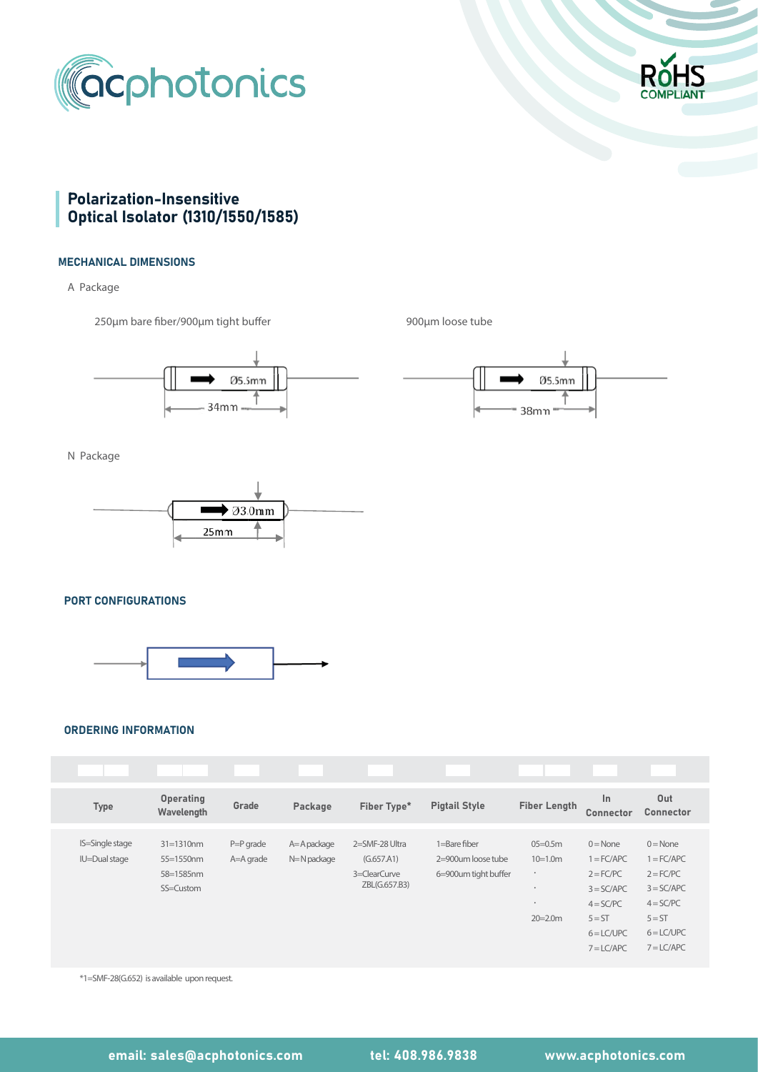## Polarization-Insensitive Optical Isolator (1310/1550/1585)

### MECHANICAL DIMENSIONS

A Package

250µm bare fiber/900µm tight buffer

Ø5.5mm
34mm

900µm loose tube

Ø5.5mm
38mm

N Package

Ø3.0mm
25mm

### PORT CONFIGURATIONS

### ORDERING INFORMATION

| Type | Operating Wavelength | Grade | Package | Fiber Type* | Pigtail Style | Fiber Length | In Connector | Out Connector |
|---|---|---|---|---|---|---|---|---|
| IS=Single stage<br>IU=Dual stage | 31=1310nm<br>55=1550nm<br>58=1585nm<br>SS=Custom | P=P grade<br>A=A grade | A=A package<br>N=N package | 2=SMF-28 Ultra (G.657.A1)<br>3=ClearCurve ZBL(G.657.B3) | 1=Bare fiber<br>2=900um loose tube<br>6=900um tight buffer | 05=0.5m<br>10=1.0m<br>·<br>·<br>·<br>20=2.0m | 0=None<br>1=FC/APC<br>2=FC/PC<br>3=SC/APC<br>4=SC/PC<br>5=ST<br>6=LC/UPC<br>7=LC/APC | 0=None<br>1=FC/APC<br>2=FC/PC<br>3=SC/APC<br>4=SC/PC<br>5=ST<br>6=LC/UPC<br>7=LC/APC |

*1=SMF-28(G.652) is available upon request.

email: sales@acphotonics.com tel: 408.986.9838 www.acphotonics.com